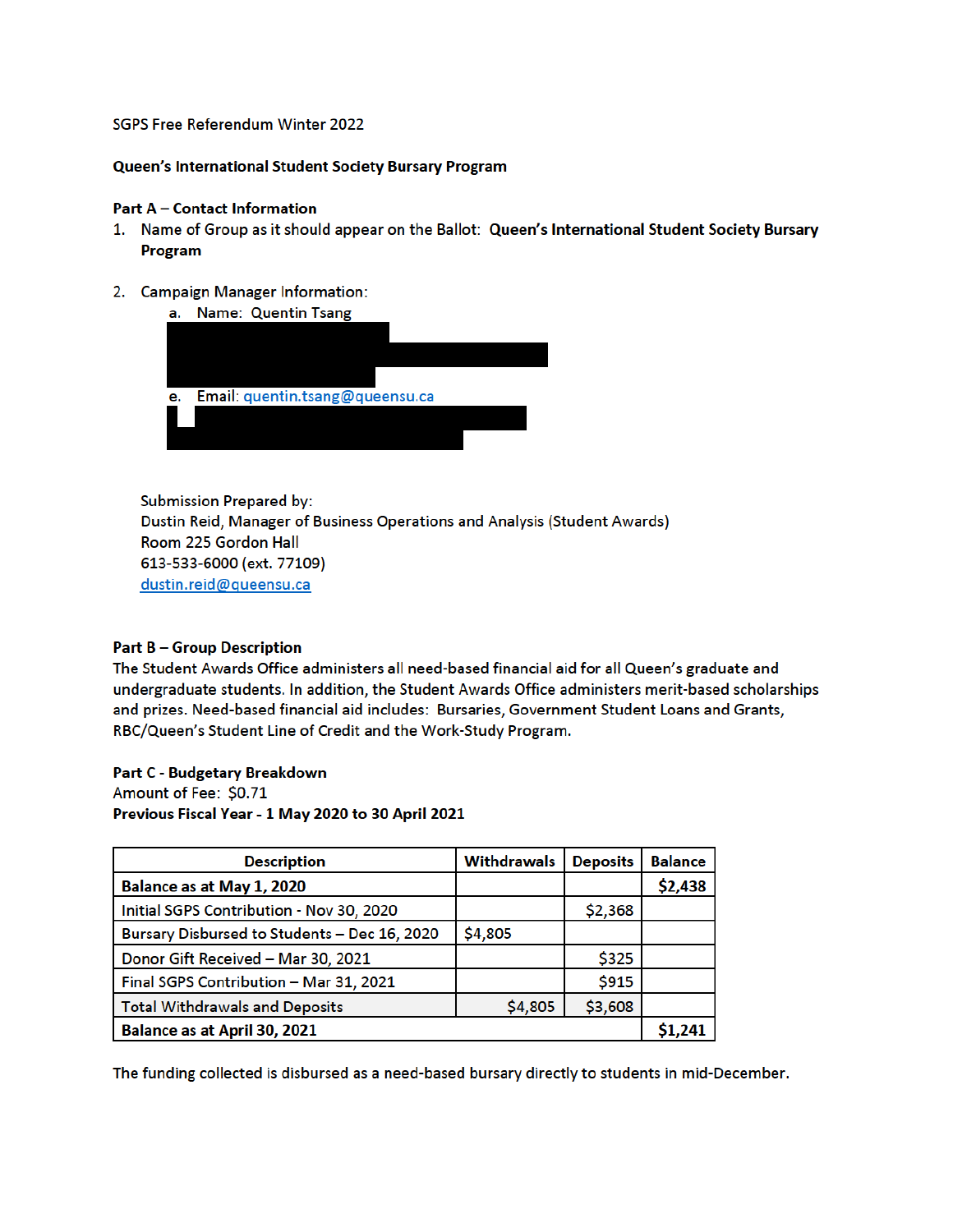SGPS Free Referendum Winter 2022

**Queen's International Student Society Bursary Program**

**Part A – Contact Information**

1. Name of Group as it should appear on the Ballot: **Queen's International Student Society Bursary Program**

2. Campaign Manager Information:
   a. Name: Quentin Tsang
   
   e. Email: quentin.tsang@queensu.ca

Submission Prepared by:
Dustin Reid, Manager of Business Operations and Analysis (Student Awards)
Room 225 Gordon Hall
613-533-6000 (ext. 77109)
dustin.reid@queensu.ca

**Part B – Group Description**

The Student Awards Office administers all need-based financial aid for all Queen's graduate and undergraduate students. In addition, the Student Awards Office administers merit-based scholarships and prizes. Need-based financial aid includes: Bursaries, Government Student Loans and Grants, RBC/Queen's Student Line of Credit and the Work-Study Program.

**Part C - Budgetary Breakdown**

Amount of Fee: $0.71

**Previous Fiscal Year - 1 May 2020 to 30 April 2021**

| Description | Withdrawals | Deposits | Balance |
|---|---|---|---|
| **Balance as at May 1, 2020** | | | **$2,438** |
| Initial SGPS Contribution - Nov 30, 2020 | | $2,368 | |
| Bursary Disbursed to Students – Dec 16, 2020 | $4,805 | | |
| Donor Gift Received – Mar 30, 2021 | | $325 | |
| Final SGPS Contribution – Mar 31, 2021 | | $915 | |
| Total Withdrawals and Deposits | $4,805 | $3,608 | |
| **Balance as at April 30, 2021** | | | **$1,241** |

The funding collected is disbursed as a need-based bursary directly to students in mid-December.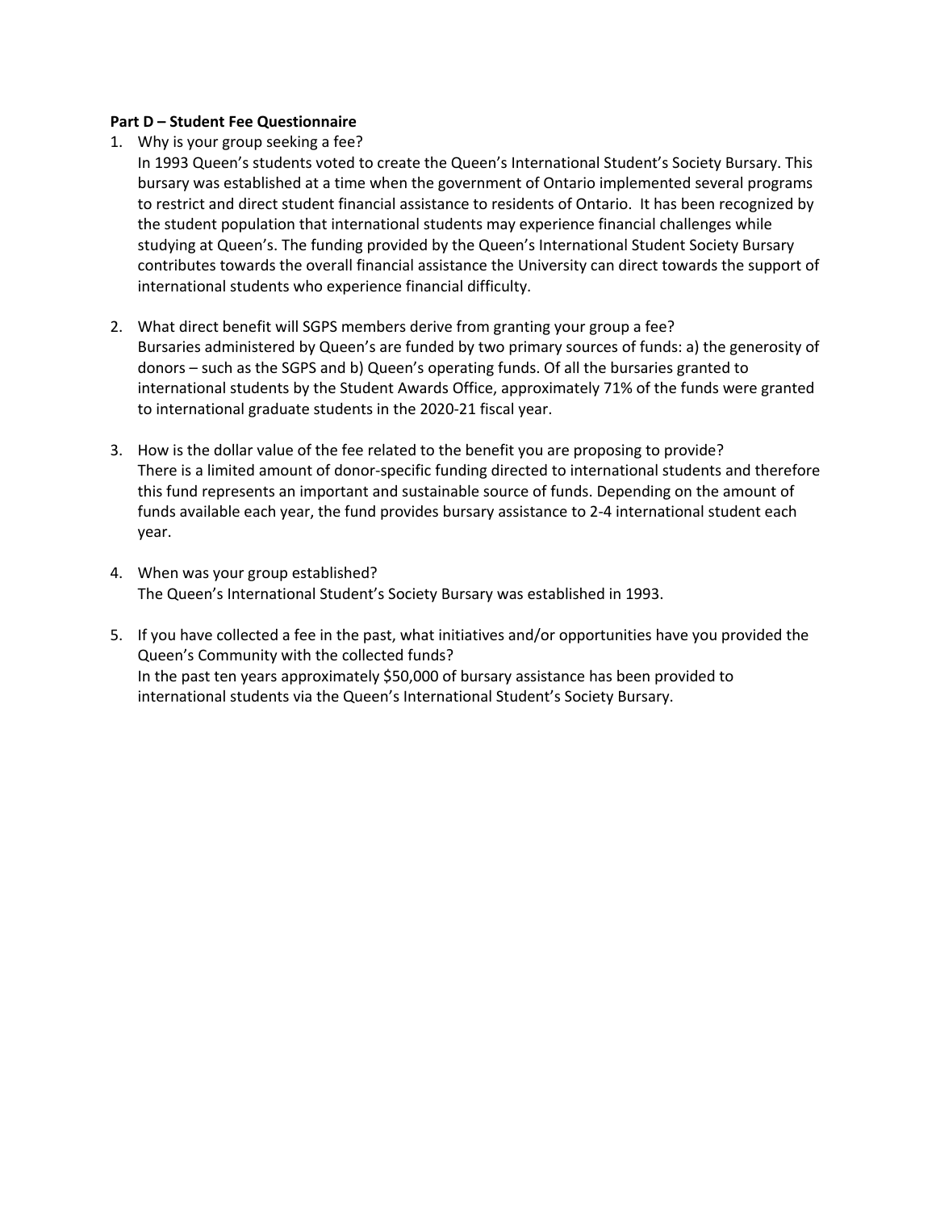**Part D – Student Fee Questionnaire**

1. Why is your group seeking a fee?
   In 1993 Queen's students voted to create the Queen's International Student's Society Bursary. This bursary was established at a time when the government of Ontario implemented several programs to restrict and direct student financial assistance to residents of Ontario. It has been recognized by the student population that international students may experience financial challenges while studying at Queen's. The funding provided by the Queen's International Student Society Bursary contributes towards the overall financial assistance the University can direct towards the support of international students who experience financial difficulty.

2. What direct benefit will SGPS members derive from granting your group a fee?
   Bursaries administered by Queen's are funded by two primary sources of funds: a) the generosity of donors – such as the SGPS and b) Queen's operating funds. Of all the bursaries granted to international students by the Student Awards Office, approximately 71% of the funds were granted to international graduate students in the 2020-21 fiscal year.

3. How is the dollar value of the fee related to the benefit you are proposing to provide?
   There is a limited amount of donor-specific funding directed to international students and therefore this fund represents an important and sustainable source of funds. Depending on the amount of funds available each year, the fund provides bursary assistance to 2-4 international student each year.

4. When was your group established?
   The Queen's International Student's Society Bursary was established in 1993.

5. If you have collected a fee in the past, what initiatives and/or opportunities have you provided the Queen's Community with the collected funds?
   In the past ten years approximately $50,000 of bursary assistance has been provided to international students via the Queen's International Student's Society Bursary.